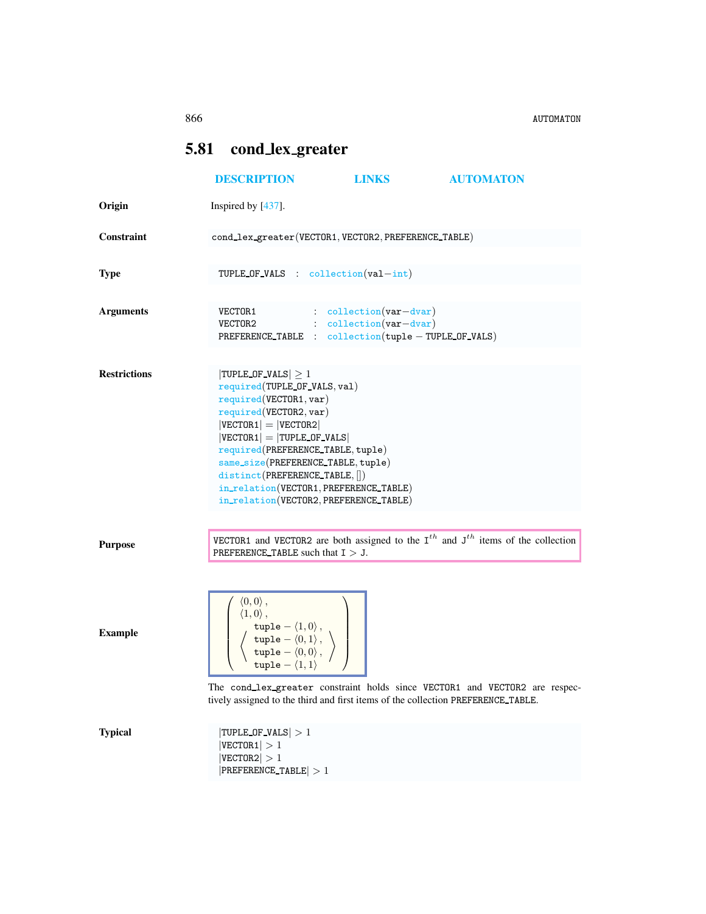## 5.81 cond_lex_greater

DESCRIPTION LINKS AUTOMATON

**Origin**

Inspired by [437].

**Constraint**

cond_lex_greater(VECTOR1, VECTOR2, PREFERENCE_TABLE)

**Type**

TUPLE_OF_VALS : collection(val−int)

**Arguments**

VECTOR1 : collection(var−dvar)
VECTOR2 : collection(var−dvar)
PREFERENCE_TABLE : collection(tuple − TUPLE_OF_VALS)

**Restrictions**

|TUPLE_OF_VALS| ≥ 1
required(TUPLE_OF_VALS, val)
required(VECTOR1, var)
required(VECTOR2, var)
|VECTOR1| = |VECTOR2|
|VECTOR1| = |TUPLE_OF_VALS|
required(PREFERENCE_TABLE, tuple)
same_size(PREFERENCE_TABLE, tuple)
distinct(PREFERENCE_TABLE, [])
in_relation(VECTOR1, PREFERENCE_TABLE)
in_relation(VECTOR2, PREFERENCE_TABLE)

**Purpose**

VECTOR1 and VECTOR2 are both assigned to the $I^{th}$ and $J^{th}$ items of the collection PREFERENCE_TABLE such that I > J.

**Example**

$$\left(\begin{array}{l}\langle 0,0\rangle,\\ \langle 1,0\rangle,\\ \left\langle\begin{array}{l}\texttt{tuple}-\langle 1,0\rangle,\\ \texttt{tuple}-\langle 0,1\rangle,\\ \texttt{tuple}-\langle 0,0\rangle,\\ \texttt{tuple}-\langle 1,1\rangle\end{array}\right\rangle\end{array}\right)$$

The cond_lex_greater constraint holds since VECTOR1 and VECTOR2 are respectively assigned to the third and first items of the collection PREFERENCE_TABLE.

**Typical**

|TUPLE_OF_VALS| > 1
|VECTOR1| > 1
|VECTOR2| > 1
|PREFERENCE_TABLE| > 1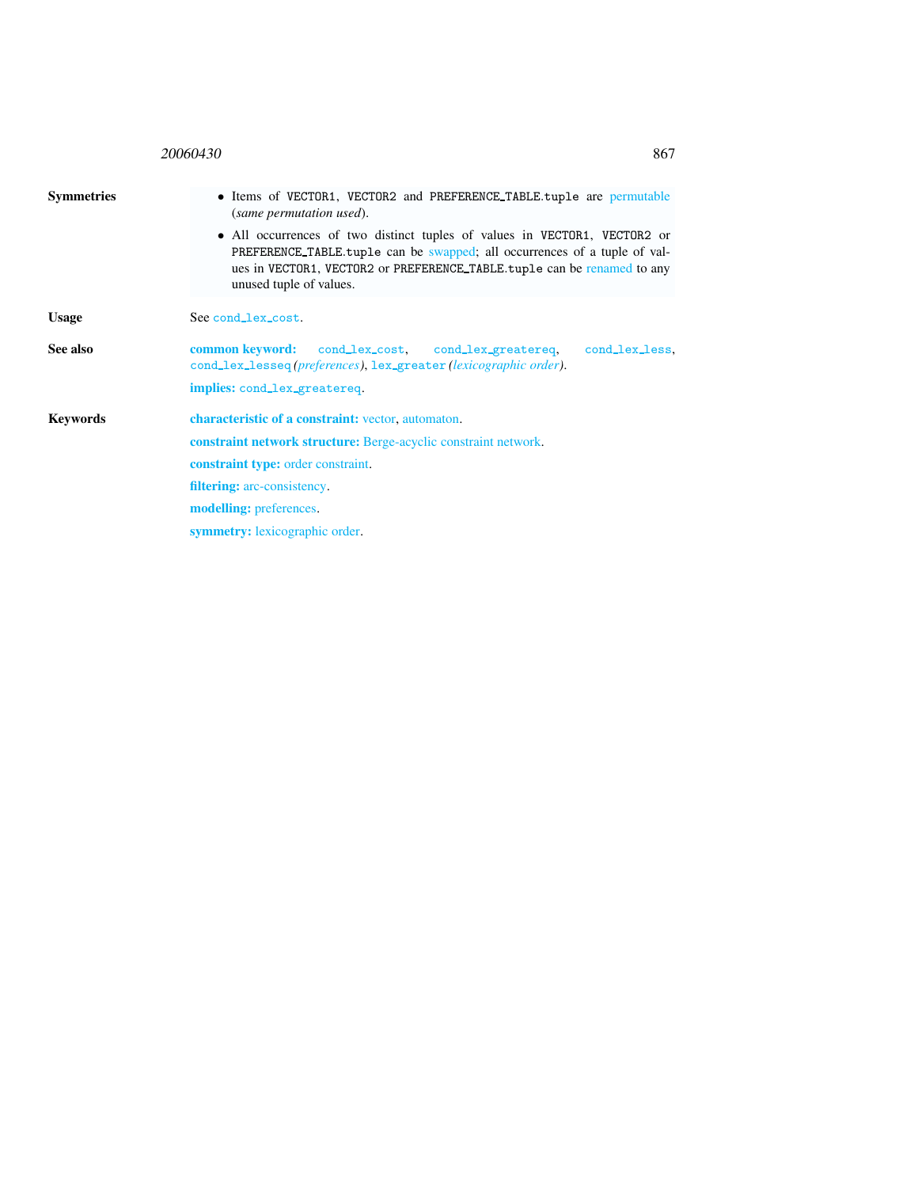**Symmetries**

- Items of VECTOR1, VECTOR2 and PREFERENCE_TABLE.tuple are permutable (*same permutation used*).
- All occurrences of two distinct tuples of values in VECTOR1, VECTOR2 or PREFERENCE_TABLE.tuple can be swapped; all occurrences of a tuple of values in VECTOR1, VECTOR2 or PREFERENCE_TABLE.tuple can be renamed to any unused tuple of values.

**Usage**

See cond_lex_cost.

**See also**

**common keyword:** cond_lex_cost, cond_lex_greatereq, cond_lex_less, cond_lex_lesseq *(preferences)*, lex_greater *(lexicographic order)*.

**implies:** cond_lex_greatereq.

**Keywords**

**characteristic of a constraint:** vector, automaton.

**constraint network structure:** Berge-acyclic constraint network.

**constraint type:** order constraint.

**filtering:** arc-consistency.

**modelling:** preferences.

**symmetry:** lexicographic order.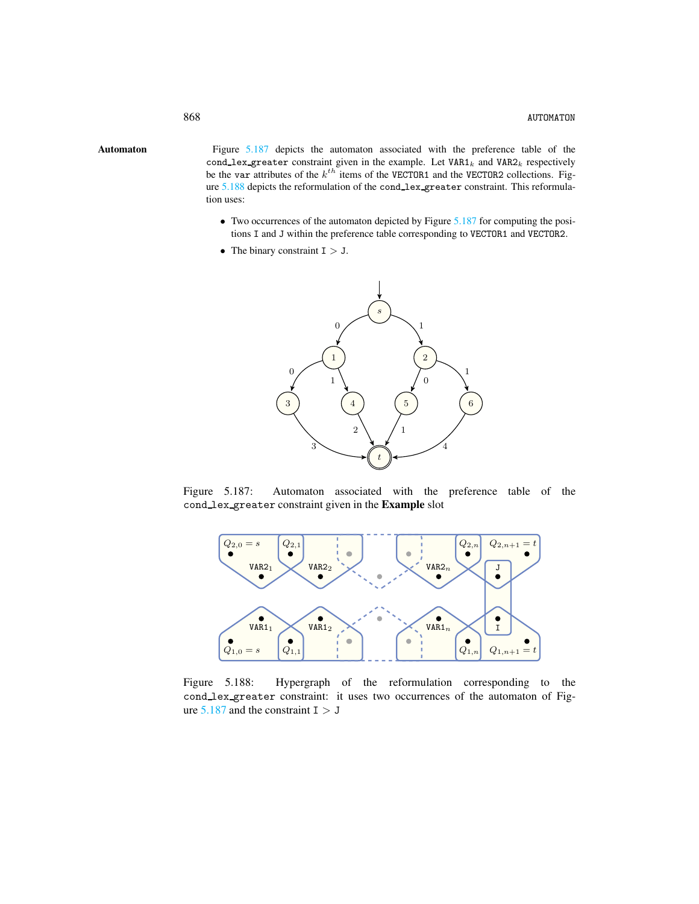**Automaton** Figure 5.187 depicts the automaton associated with the preference table of the `cond_lex_greater` constraint given in the example. Let $\mathtt{VAR1}_k$ and $\mathtt{VAR2}_k$ respectively be the `var` attributes of the $k^{th}$ items of the `VECTOR1` and the `VECTOR2` collections. Figure 5.188 depicts the reformulation of the `cond_lex_greater` constraint. This reformulation uses:

- Two occurrences of the automaton depicted by Figure 5.187 for computing the positions `I` and `J` within the preference table corresponding to `VECTOR1` and `VECTOR2`.
- The binary constraint $\mathtt{I} > \mathtt{J}$.

Figure 5.187: Automaton associated with the preference table of the `cond_lex_greater` constraint given in the **Example** slot

Figure 5.188: Hypergraph of the reformulation corresponding to the `cond_lex_greater` constraint: it uses two occurrences of the automaton of Figure 5.187 and the constraint $\mathtt{I} > \mathtt{J}$